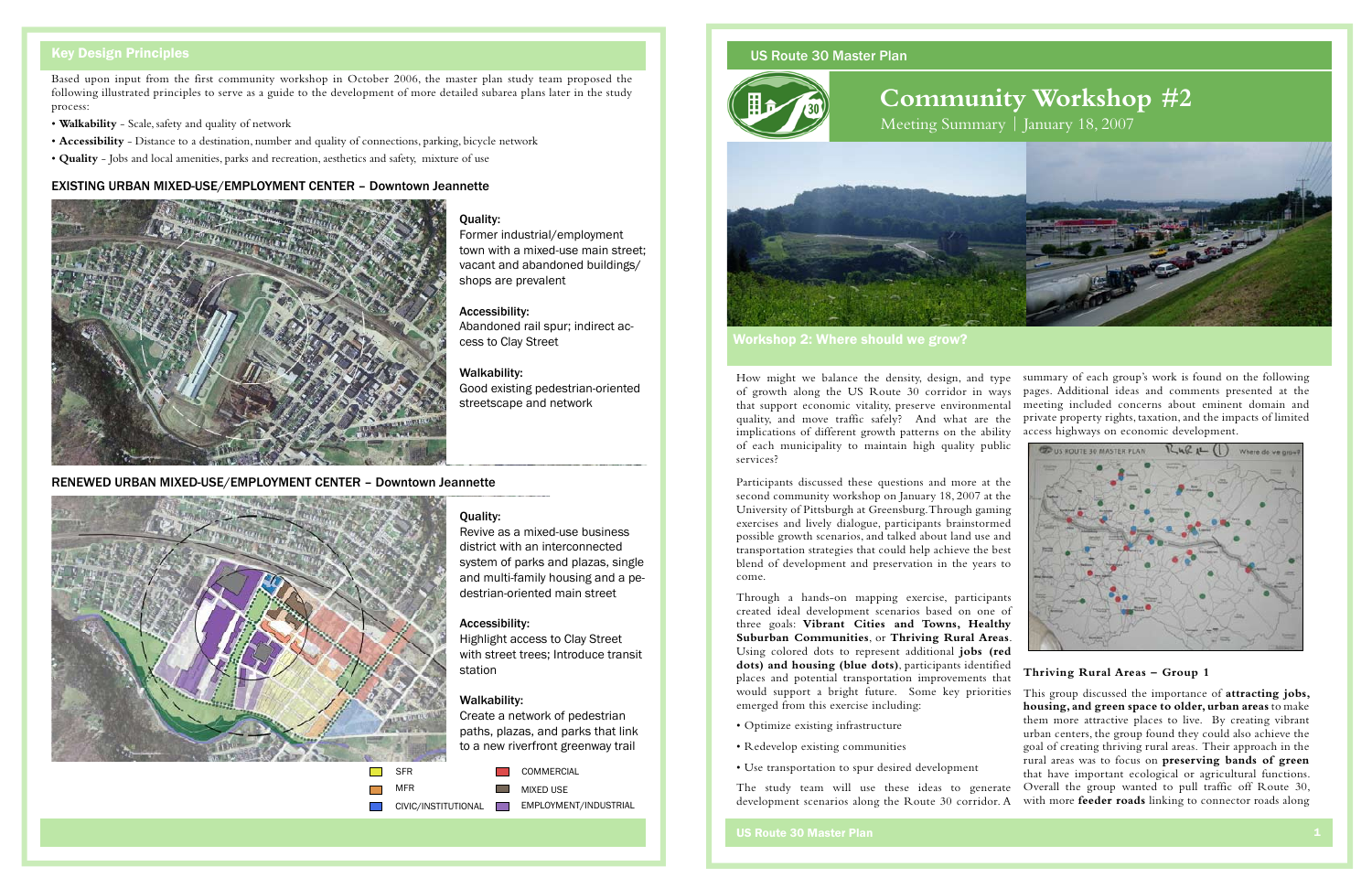## Key Design Principles

Based upon input from the first community workshop in October 2006, the master plan study team proposed the following illustrated principles to serve as a guide to the development of more detailed subarea plans later in the study process:

- **Walkability** - Scale, safety and quality of network
- **Accessibility** - Distance to a destination, number and quality of connections, parking, bicycle network
- **Quality** - Jobs and local amenities, parks and recreation, aesthetics and safety, mixture of use

### EXISTING URBAN MIXED-USE/EMPLOYMENT CENTER – Downtown Jeannette

**Quality:**
Former industrial/employment town with a mixed-use main street; vacant and abandoned buildings/ shops are prevalent

**Accessibility:**
Abandoned rail spur; indirect access to Clay Street

**Walkability:**
Good existing pedestrian-oriented streetscape and network

### RENEWED URBAN MIXED-USE/EMPLOYMENT CENTER – Downtown Jeannette

**Quality:**
Revive as a mixed-use business district with an interconnected system of parks and plazas, single and multi-family housing and a pedestrian-oriented main street

**Accessibility:**
Highlight access to Clay Street with street trees; Introduce transit station

**Walkability:**
Create a network of pedestrian paths, plazas, and parks that link to a new riverfront greenway trail

SFR | MFR | CIVIC/INSTITUTIONAL | COMMERCIAL | MIXED USE | EMPLOYMENT/INDUSTRIAL

# Community Workshop #2

Meeting Summary | January 18, 2007

## Workshop 2: Where should we grow?

How might we balance the density, design, and type of growth along the US Route 30 corridor in ways that support economic vitality, preserve environmental quality, and move traffic safely? And what are the implications of different growth patterns on the ability of each municipality to maintain high quality public services?

Participants discussed these questions and more at the second community workshop on January 18, 2007 at the University of Pittsburgh at Greensburg. Through gaming exercises and lively dialogue, participants brainstormed possible growth scenarios, and talked about land use and transportation strategies that could help achieve the best blend of development and preservation in the years to come.

Through a hands-on mapping exercise, participants created ideal development scenarios based on one of three goals: **Vibrant Cities and Towns, Healthy Suburban Communities**, or **Thriving Rural Areas**. Using colored dots to represent additional **jobs (red dots) and housing (blue dots)**, participants identified places and potential transportation improvements that would support a bright future. Some key priorities emerged from this exercise including:

- Optimize existing infrastructure
- Redevelop existing communities
- Use transportation to spur desired development

The study team will use these ideas to generate development scenarios along the Route 30 corridor. A summary of each group's work is found on the following pages. Additional ideas and comments presented at the meeting included concerns about eminent domain and private property rights, taxation, and the impacts of limited access highways on economic development.

### Thriving Rural Areas – Group 1

This group discussed the importance of **attracting jobs, housing, and green space to older, urban areas** to make them more attractive places to live. By creating vibrant urban centers, the group found they could also achieve the goal of creating thriving rural areas. Their approach in the rural areas was to focus on **preserving bands of green** that have important ecological or agricultural functions. Overall the group wanted to pull traffic off Route 30, with more **feeder roads** linking to connector roads along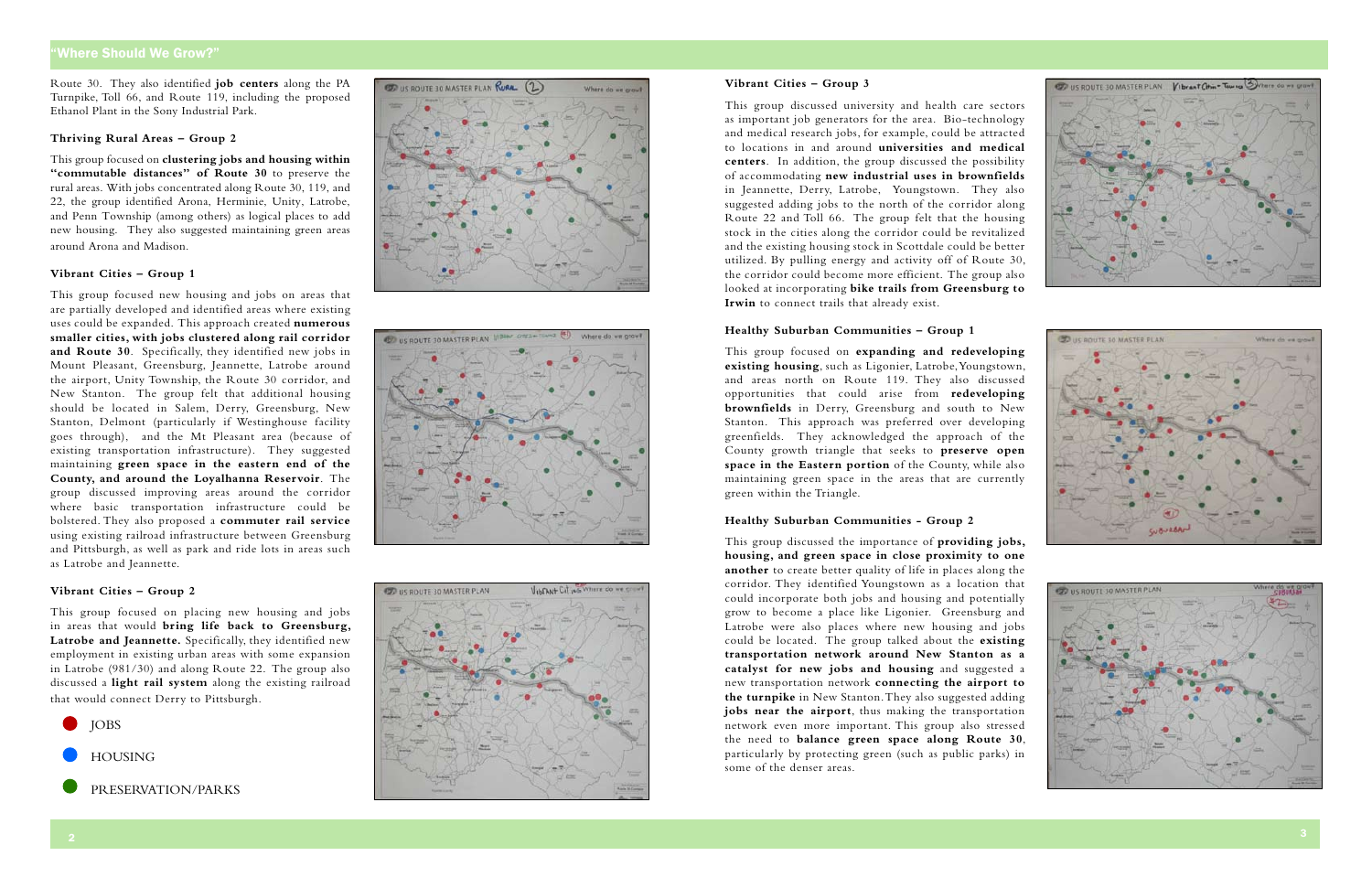## "Where Should We Grow?"

Route 30. They also identified **job centers** along the PA Turnpike, Toll 66, and Route 119, including the proposed Ethanol Plant in the Sony Industrial Park.

### Thriving Rural Areas – Group 2

This group focused on **clustering jobs and housing within "commutable distances" of Route 30** to preserve the rural areas. With jobs concentrated along Route 30, 119, and 22, the group identified Arona, Herminie, Unity, Latrobe, and Penn Township (among others) as logical places to add new housing. They also suggested maintaining green areas around Arona and Madison.

### Vibrant Cities – Group 1

This group focused new housing and jobs on areas that are partially developed and identified areas where existing uses could be expanded. This approach created **numerous smaller cities, with jobs clustered along rail corridor and Route 30**. Specifically, they identified new jobs in Mount Pleasant, Greensburg, Jeannette, Latrobe around the airport, Unity Township, the Route 30 corridor, and New Stanton. The group felt that additional housing should be located in Salem, Derry, Greensburg, New Stanton, Delmont (particularly if Westinghouse facility goes through), and the Mt Pleasant area (because of existing transportation infrastructure). They suggested maintaining **green space in the eastern end of the County, and around the Loyalhanna Reservoir**. The group discussed improving areas around the corridor where basic transportation infrastructure could be bolstered. They also proposed a **commuter rail service** using existing railroad infrastructure between Greensburg and Pittsburgh, as well as park and ride lots in areas such as Latrobe and Jeannette.

### Vibrant Cities – Group 2

This group focused on placing new housing and jobs in areas that would **bring life back to Greensburg, Latrobe and Jeannette.** Specifically, they identified new employment in existing urban areas with some expansion in Latrobe (981/30) and along Route 22. The group also discussed a **light rail system** along the existing railroad that would connect Derry to Pittsburgh.

JOBS

HOUSING

PRESERVATION/PARKS

### Vibrant Cities – Group 3

This group discussed university and health care sectors as important job generators for the area. Bio-technology and medical research jobs, for example, could be attracted to locations in and around **universities and medical centers**. In addition, the group discussed the possibility of accommodating **new industrial uses in brownfields** in Jeannette, Derry, Latrobe, Youngstown. They also suggested adding jobs to the north of the corridor along Route 22 and Toll 66. The group felt that the housing stock in the cities along the corridor could be revitalized and the existing housing stock in Scottdale could be better utilized. By pulling energy and activity off of Route 30, the corridor could become more efficient. The group also looked at incorporating **bike trails from Greensburg to Irwin** to connect trails that already exist.

### Healthy Suburban Communities – Group 1

This group focused on **expanding and redeveloping existing housing**, such as Ligonier, Latrobe, Youngstown, and areas north on Route 119. They also discussed opportunities that could arise from **redeveloping brownfields** in Derry, Greensburg and south to New Stanton. This approach was preferred over developing greenfields. They acknowledged the approach of the County growth triangle that seeks to **preserve open space in the Eastern portion** of the County, while also maintaining green space in the areas that are currently green within the Triangle.

### Healthy Suburban Communities - Group 2

This group discussed the importance of **providing jobs, housing, and green space in close proximity to one another** to create better quality of life in places along the corridor. They identified Youngstown as a location that could incorporate both jobs and housing and potentially grow to become a place like Ligonier. Greensburg and Latrobe were also places where new housing and jobs could be located. The group talked about the **existing transportation network around New Stanton as a catalyst for new jobs and housing** and suggested a new transportation network **connecting the airport to the turnpike** in New Stanton. They also suggested adding **jobs near the airport**, thus making the transportation network even more important. This group also stressed the need to **balance green space along Route 30**, particularly by protecting green (such as public parks) in some of the denser areas.